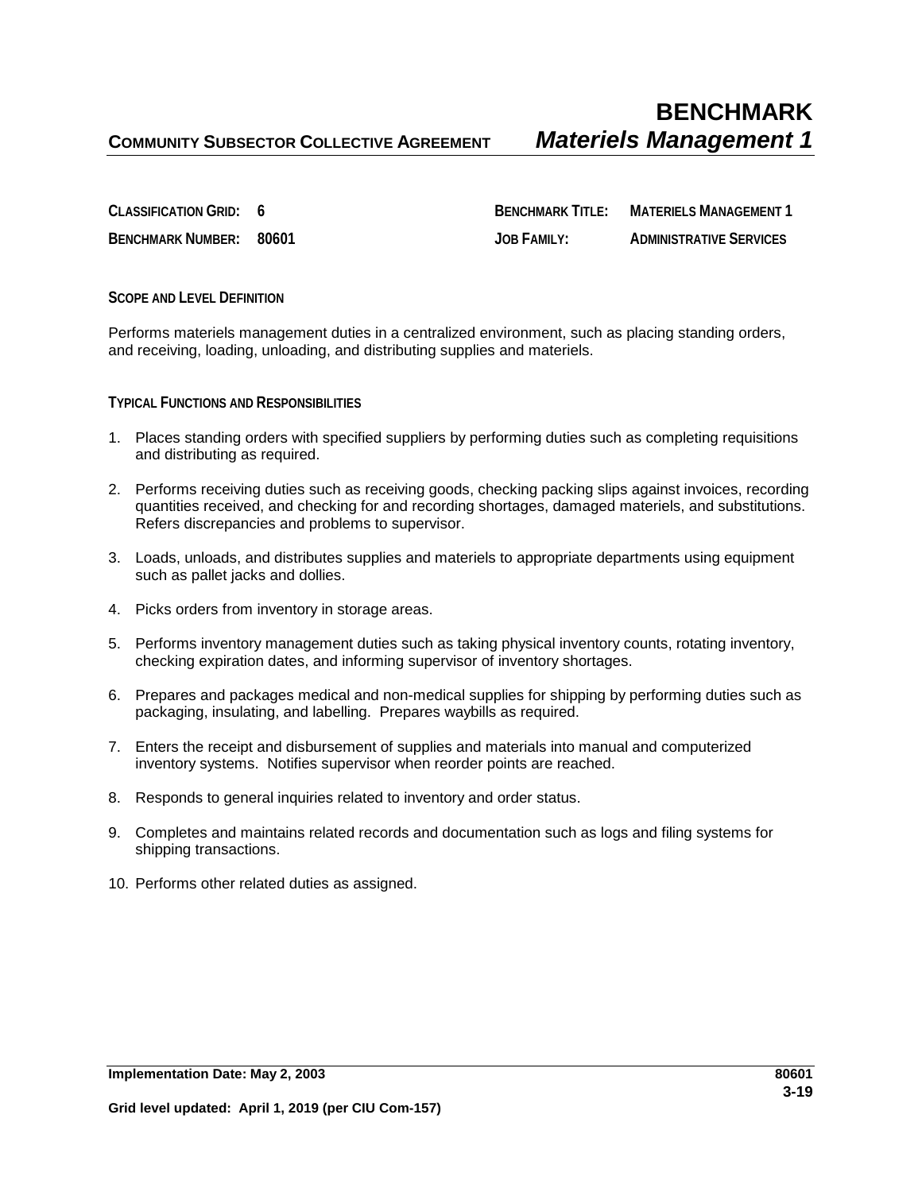# BENCHMARK

**COMMUNITY SUBSECTOR COLLECTIVE AGREEMENT** ***Materiels Management 1***

| | | | |
|---|---|---|---|
| **CLASSIFICATION GRID:** | **6** | **BENCHMARK TITLE:** | **MATERIELS MANAGEMENT 1** |
| **BENCHMARK NUMBER:** | **80601** | **JOB FAMILY:** | **ADMINISTRATIVE SERVICES** |

## SCOPE AND LEVEL DEFINITION

Performs materiels management duties in a centralized environment, such as placing standing orders, and receiving, loading, unloading, and distributing supplies and materiels.

## TYPICAL FUNCTIONS AND RESPONSIBILITIES

1. Places standing orders with specified suppliers by performing duties such as completing requisitions and distributing as required.
2. Performs receiving duties such as receiving goods, checking packing slips against invoices, recording quantities received, and checking for and recording shortages, damaged materiels, and substitutions. Refers discrepancies and problems to supervisor.
3. Loads, unloads, and distributes supplies and materiels to appropriate departments using equipment such as pallet jacks and dollies.
4. Picks orders from inventory in storage areas.
5. Performs inventory management duties such as taking physical inventory counts, rotating inventory, checking expiration dates, and informing supervisor of inventory shortages.
6. Prepares and packages medical and non-medical supplies for shipping by performing duties such as packaging, insulating, and labelling. Prepares waybills as required.
7. Enters the receipt and disbursement of supplies and materials into manual and computerized inventory systems. Notifies supervisor when reorder points are reached.
8. Responds to general inquiries related to inventory and order status.
9. Completes and maintains related records and documentation such as logs and filing systems for shipping transactions.
10. Performs other related duties as assigned.

**Implementation Date: May 2, 2003**

**Grid level updated: April 1, 2019 (per CIU Com-157)**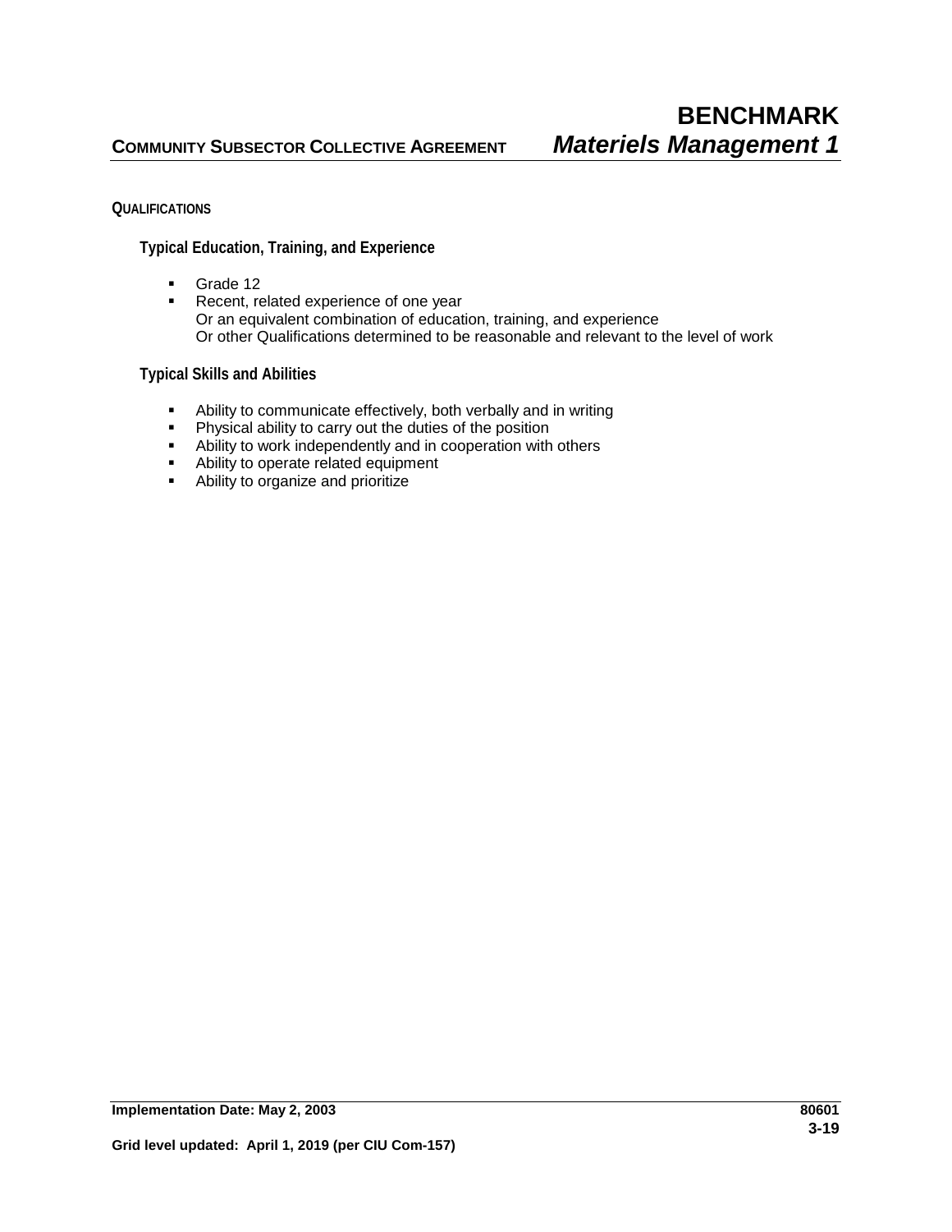## QUALIFICATIONS

### Typical Education, Training, and Experience

- Grade 12
- Recent, related experience of one year
  Or an equivalent combination of education, training, and experience
  Or other Qualifications determined to be reasonable and relevant to the level of work

### Typical Skills and Abilities

- Ability to communicate effectively, both verbally and in writing
- Physical ability to carry out the duties of the position
- Ability to work independently and in cooperation with others
- Ability to operate related equipment
- Ability to organize and prioritize

**Implementation Date: May 2, 2003**

**80601**

**Grid level updated: April 1, 2019 (per CIU Com-157)**